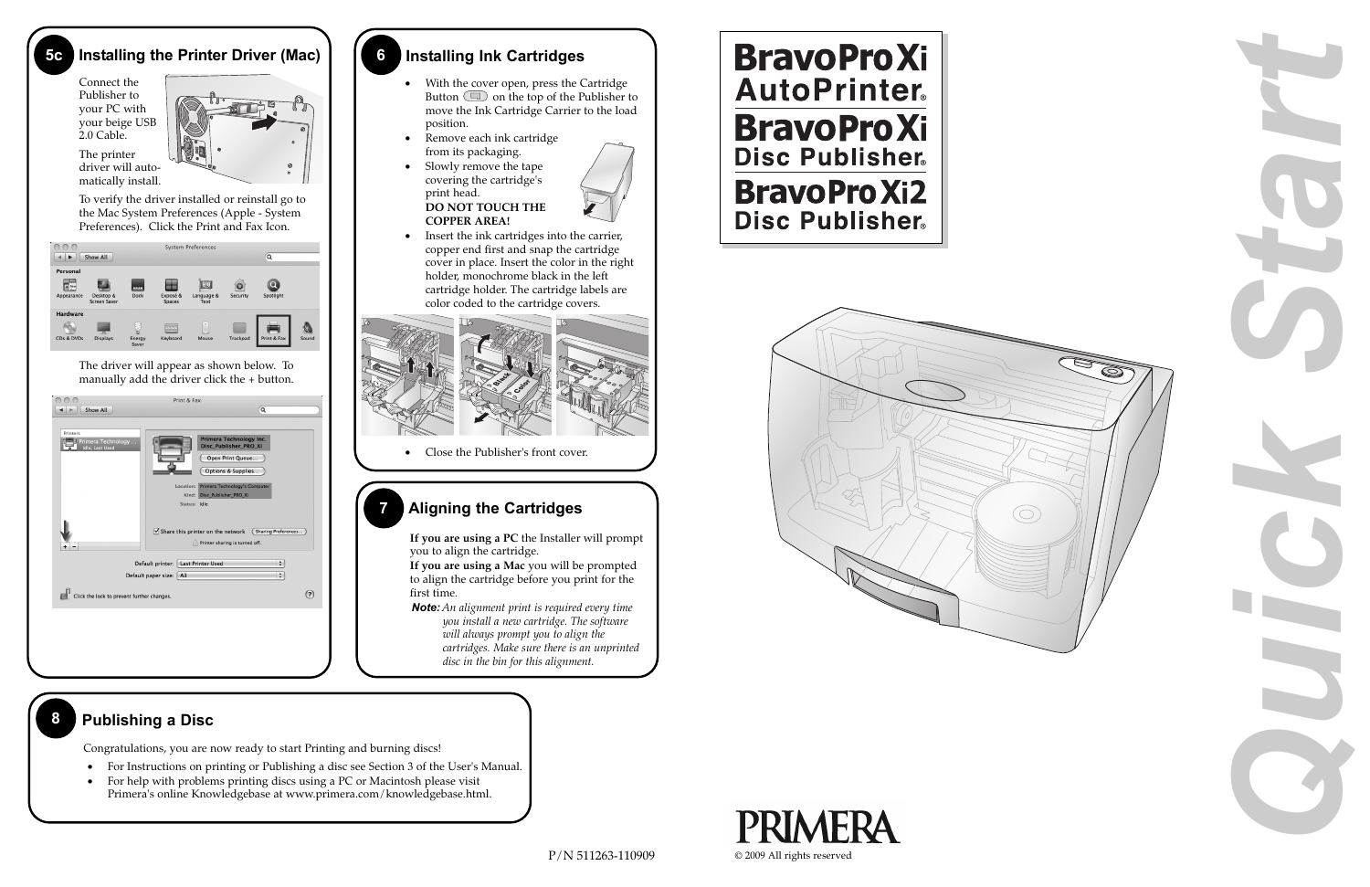# Bravo Pro Xi AutoPrinter®

# Bravo Pro Xi Disc Publisher®

# Bravo Pro Xi2 Disc Publisher®

# Quick Start

## 5c Installing the Printer Driver (Mac)

Connect the Publisher to your PC with your beige USB 2.0 Cable.

The printer driver will automatically install.

To verify the driver installed or reinstall go to the Mac System Preferences (Apple - System Preferences). Click the Print and Fax Icon.

The driver will appear as shown below. To manually add the driver click the + button.

## 6 Installing Ink Cartridges

- With the cover open, press the Cartridge Button on the top of the Publisher to move the Ink Cartridge Carrier to the load position.
- Remove each ink cartridge from its packaging.
- Slowly remove the tape covering the cartridge's print head. **DO NOT TOUCH THE COPPER AREA!**
- Insert the ink cartridges into the carrier, copper end first and snap the cartridge cover in place. Insert the color in the right holder, monochrome black in the left cartridge holder. The cartridge labels are color coded to the cartridge covers.
- Close the Publisher's front cover.

## 7 Aligning the Cartridges

**If you are using a PC** the Installer will prompt you to align the cartridge.

**If you are using a Mac** you will be prompted to align the cartridge before you print for the first time.

***Note:*** *An alignment print is required every time you install a new cartridge. The software will always prompt you to align the cartridges. Make sure there is an unprinted disc in the bin for this alignment.*

## 8 Publishing a Disc

Congratulations, you are now ready to start Printing and burning discs!

- For Instructions on printing or Publishing a disc see Section 3 of the User's Manual.
- For help with problems printing discs using a PC or Macintosh please visit Primera's online Knowledgebase at www.primera.com/knowledgebase.html.

P/N 511263-110909

PRIMERA

© 2009 All rights reserved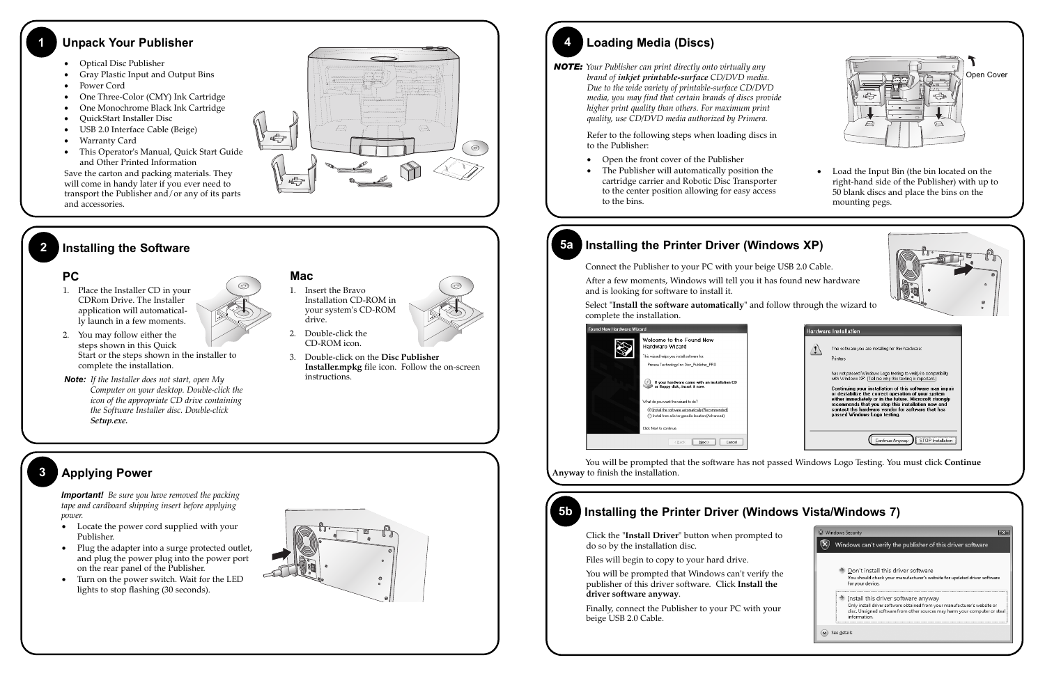## 1 Unpack Your Publisher

- Optical Disc Publisher
- Gray Plastic Input and Output Bins
- Power Cord
- One Three-Color (CMY) Ink Cartridge
- One Monochrome Black Ink Cartridge
- QuickStart Installer Disc
- USB 2.0 Interface Cable (Beige)
- Warranty Card
- This Operator's Manual, Quick Start Guide and Other Printed Information

Save the carton and packing materials. They will come in handy later if you ever need to transport the Publisher and/or any of its parts and accessories.

## 2 Installing the Software

### PC

1. Place the Installer CD in your CDRom Drive. The Installer application will automatically launch in a few moments.
2. You may follow either the steps shown in this Quick Start or the steps shown in the installer to complete the installation.

***Note:*** *If the Installer does not start, open My Computer on your desktop. Double-click the icon of the appropriate CD drive containing the Software Installer disc. Double-click **Setup.exe.***

### Mac

1. Insert the Bravo Installation CD-ROM in your system's CD-ROM drive.
2. Double-click the CD-ROM icon.
3. Double-click on the **Disc Publisher Installer.mpkg** file icon. Follow the on-screen instructions.

## 3 Applying Power

***Important!*** *Be sure you have removed the packing tape and cardboard shipping insert before applying power.*

- Locate the power cord supplied with your Publisher.
- Plug the adapter into a surge protected outlet, and plug the power plug into the power port on the rear panel of the Publisher.
- Turn on the power switch. Wait for the LED lights to stop flashing (30 seconds).

## 4 Loading Media (Discs)

***NOTE:*** *Your Publisher can print directly onto virtually any brand of **inkjet printable-surface** CD/DVD media. Due to the wide variety of printable-surface CD/DVD media, you may find that certain brands of discs provide higher print quality than others. For maximum print quality, use CD/DVD media authorized by Primera.*

Refer to the following steps when loading discs in to the Publisher:

- Open the front cover of the Publisher
- The Publisher will automatically position the cartridge carrier and Robotic Disc Transporter to the center position allowing for easy access to the bins.
- Load the Input Bin (the bin located on the right-hand side of the Publisher) with up to 50 blank discs and place the bins on the mounting pegs.

Open Cover

## 5a Installing the Printer Driver (Windows XP)

Connect the Publisher to your PC with your beige USB 2.0 Cable.

After a few moments, Windows will tell you it has found new hardware and is looking for software to install it.

Select "**Install the software automatically**" and follow through the wizard to complete the installation.

You will be prompted that the software has not passed Windows Logo Testing. You must click **Continue Anyway** to finish the installation.

## 5b Installing the Printer Driver (Windows Vista/Windows 7)

Click the "**Install Driver**" button when prompted to do so by the installation disc.

Files will begin to copy to your hard drive.

You will be prompted that Windows can't verify the publisher of this driver software. Click **Install the driver software anyway**.

Finally, connect the Publisher to your PC with your beige USB 2.0 Cable.